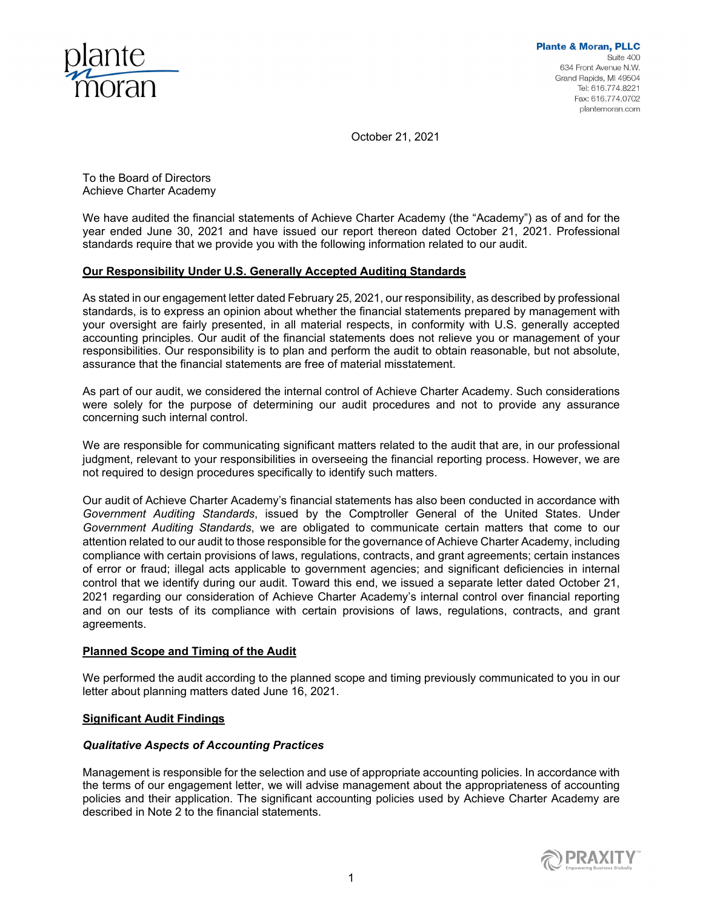plante moran

**Plante & Moran, PLLC**
Suite 400
634 Front Avenue N.W.
Grand Rapids, MI 49504
Tel: 616.774.8221
Fax: 616.774.0702
plantemoran.com

October 21, 2021

To the Board of Directors
Achieve Charter Academy

We have audited the financial statements of Achieve Charter Academy (the "Academy") as of and for the year ended June 30, 2021 and have issued our report thereon dated October 21, 2021. Professional standards require that we provide you with the following information related to our audit.

**Our Responsibility Under U.S. Generally Accepted Auditing Standards**

As stated in our engagement letter dated February 25, 2021, our responsibility, as described by professional standards, is to express an opinion about whether the financial statements prepared by management with your oversight are fairly presented, in all material respects, in conformity with U.S. generally accepted accounting principles. Our audit of the financial statements does not relieve you or management of your responsibilities. Our responsibility is to plan and perform the audit to obtain reasonable, but not absolute, assurance that the financial statements are free of material misstatement.

As part of our audit, we considered the internal control of Achieve Charter Academy. Such considerations were solely for the purpose of determining our audit procedures and not to provide any assurance concerning such internal control.

We are responsible for communicating significant matters related to the audit that are, in our professional judgment, relevant to your responsibilities in overseeing the financial reporting process. However, we are not required to design procedures specifically to identify such matters.

Our audit of Achieve Charter Academy's financial statements has also been conducted in accordance with *Government Auditing Standards*, issued by the Comptroller General of the United States. Under *Government Auditing Standards*, we are obligated to communicate certain matters that come to our attention related to our audit to those responsible for the governance of Achieve Charter Academy, including compliance with certain provisions of laws, regulations, contracts, and grant agreements; certain instances of error or fraud; illegal acts applicable to government agencies; and significant deficiencies in internal control that we identify during our audit. Toward this end, we issued a separate letter dated October 21, 2021 regarding our consideration of Achieve Charter Academy's internal control over financial reporting and on our tests of its compliance with certain provisions of laws, regulations, contracts, and grant agreements.

**Planned Scope and Timing of the Audit**

We performed the audit according to the planned scope and timing previously communicated to you in our letter about planning matters dated June 16, 2021.

**Significant Audit Findings**

***Qualitative Aspects of Accounting Practices***

Management is responsible for the selection and use of appropriate accounting policies. In accordance with the terms of our engagement letter, we will advise management about the appropriateness of accounting policies and their application. The significant accounting policies used by Achieve Charter Academy are described in Note 2 to the financial statements.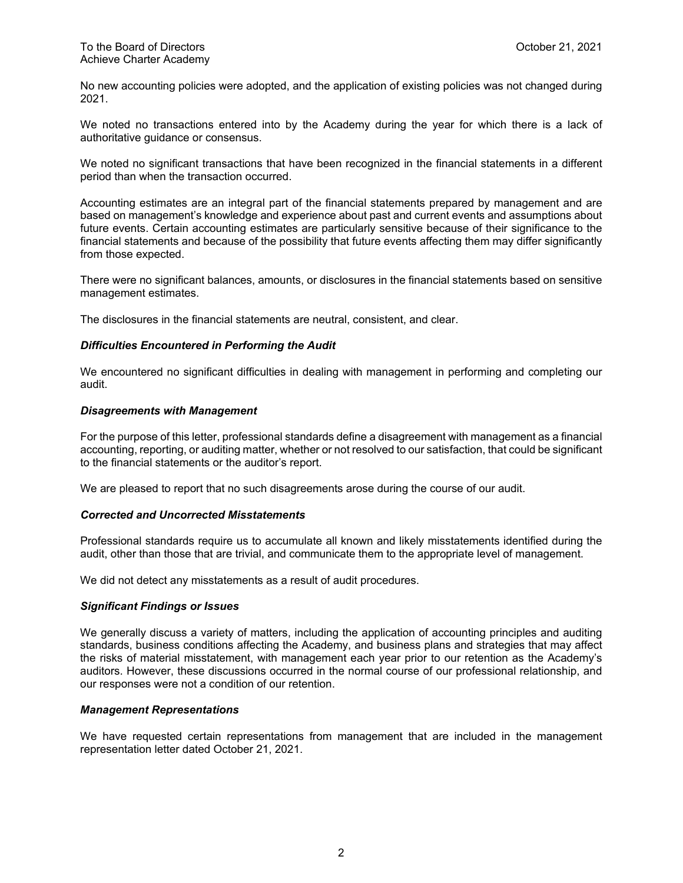No new accounting policies were adopted, and the application of existing policies was not changed during 2021.

We noted no transactions entered into by the Academy during the year for which there is a lack of authoritative guidance or consensus.

We noted no significant transactions that have been recognized in the financial statements in a different period than when the transaction occurred.

Accounting estimates are an integral part of the financial statements prepared by management and are based on management's knowledge and experience about past and current events and assumptions about future events. Certain accounting estimates are particularly sensitive because of their significance to the financial statements and because of the possibility that future events affecting them may differ significantly from those expected.

There were no significant balances, amounts, or disclosures in the financial statements based on sensitive management estimates.

The disclosures in the financial statements are neutral, consistent, and clear.

### *Difficulties Encountered in Performing the Audit*

We encountered no significant difficulties in dealing with management in performing and completing our audit.

### *Disagreements with Management*

For the purpose of this letter, professional standards define a disagreement with management as a financial accounting, reporting, or auditing matter, whether or not resolved to our satisfaction, that could be significant to the financial statements or the auditor's report.

We are pleased to report that no such disagreements arose during the course of our audit.

### *Corrected and Uncorrected Misstatements*

Professional standards require us to accumulate all known and likely misstatements identified during the audit, other than those that are trivial, and communicate them to the appropriate level of management.

We did not detect any misstatements as a result of audit procedures.

### *Significant Findings or Issues*

We generally discuss a variety of matters, including the application of accounting principles and auditing standards, business conditions affecting the Academy, and business plans and strategies that may affect the risks of material misstatement, with management each year prior to our retention as the Academy's auditors. However, these discussions occurred in the normal course of our professional relationship, and our responses were not a condition of our retention.

### *Management Representations*

We have requested certain representations from management that are included in the management representation letter dated October 21, 2021.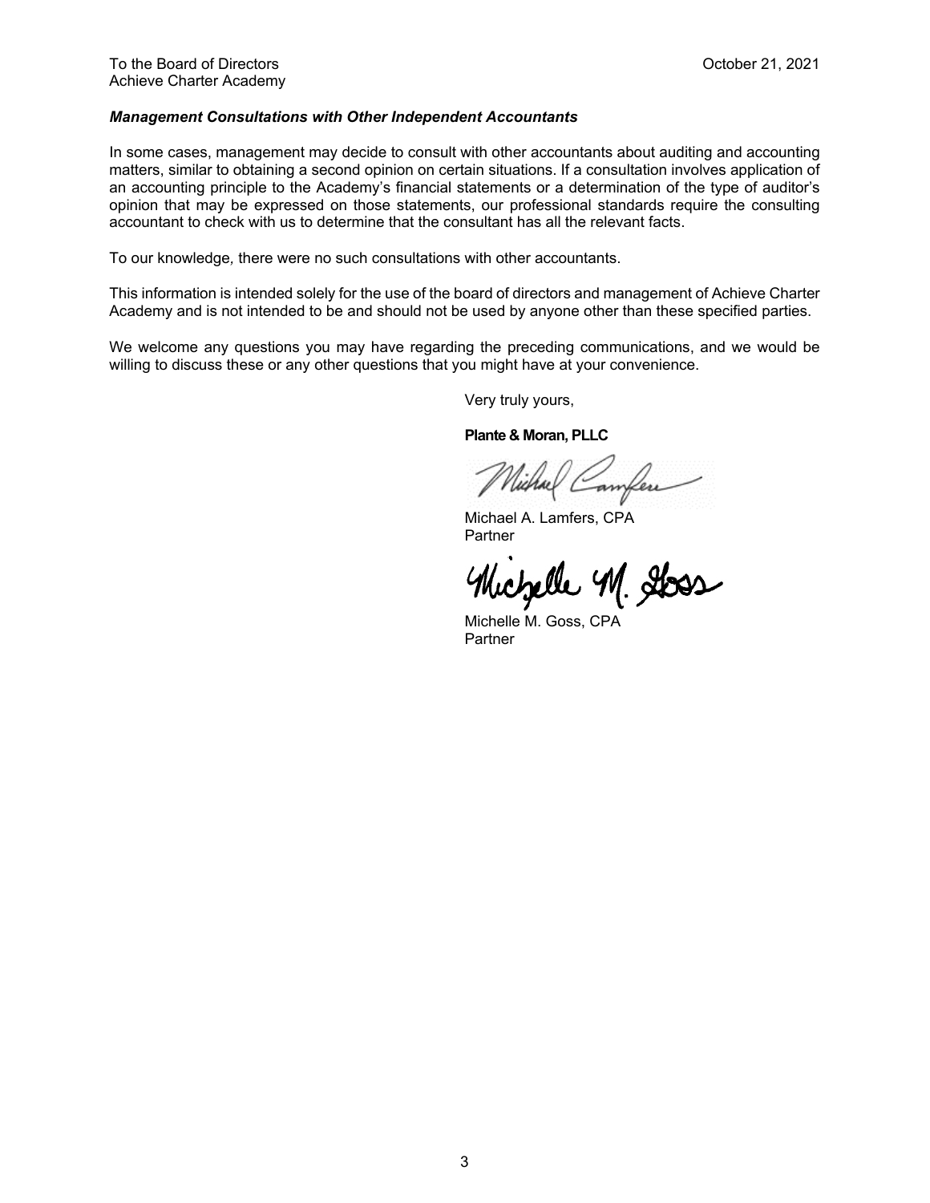To the Board of Directors
Achieve Charter Academy

October 21, 2021

***Management Consultations with Other Independent Accountants***

In some cases, management may decide to consult with other accountants about auditing and accounting matters, similar to obtaining a second opinion on certain situations. If a consultation involves application of an accounting principle to the Academy's financial statements or a determination of the type of auditor's opinion that may be expressed on those statements, our professional standards require the consulting accountant to check with us to determine that the consultant has all the relevant facts.

To our knowledge, there were no such consultations with other accountants.

This information is intended solely for the use of the board of directors and management of Achieve Charter Academy and is not intended to be and should not be used by anyone other than these specified parties.

We welcome any questions you may have regarding the preceding communications, and we would be willing to discuss these or any other questions that you might have at your convenience.

Very truly yours,

**Plante & Moran, PLLC**

Michael A. Lamfers, CPA
Partner

Michelle M. Goss, CPA
Partner